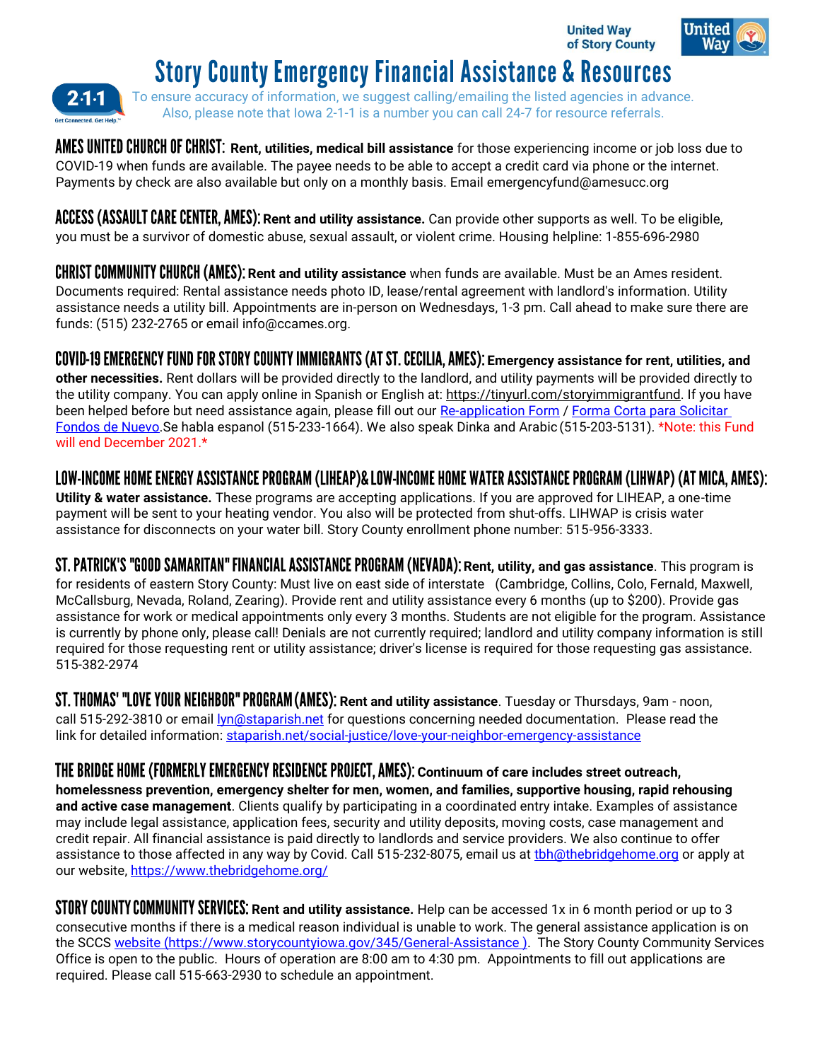United Way of Story County

# Story County Emergency Financial Assistance & Resources

To ensure accuracy of information, we suggest calling/emailing the listed agencies in advance. Also, please note that Iowa 2-1-1 is a number you can call 24-7 for resource referrals.

**AMES UNITED CHURCH OF CHRIST: Rent, utilities, medical bill assistance** for those experiencing income or job loss due to COVID-19 when funds are available. The payee needs to be able to accept a credit card via phone or the internet. Payments by check are also available but only on a monthly basis. Email emergencyfund@amesucc.org

**ACCESS (ASSAULT CARE CENTER, AMES): Rent and utility assistance.** Can provide other supports as well. To be eligible, you must be a survivor of domestic abuse, sexual assault, or violent crime. Housing helpline: 1-855-696-2980

**CHRIST COMMUNITY CHURCH (AMES): Rent and utility assistance** when funds are available. Must be an Ames resident. Documents required: Rental assistance needs photo ID, lease/rental agreement with landlord's information. Utility assistance needs a utility bill. Appointments are in-person on Wednesdays, 1-3 pm. Call ahead to make sure there are funds: (515) 232-2765 or email info@ccames.org.

**COVID-19 EMERGENCY FUND FOR STORY COUNTY IMMIGRANTS (AT ST. CECILIA, AMES): Emergency assistance for rent, utilities, and other necessities.** Rent dollars will be provided directly to the landlord, and utility payments will be provided directly to the utility company. You can apply online in Spanish or English at: https://tinyurl.com/storyimmigrantfund. If you have been helped before but need assistance again, please fill out our Re-application Form / Forma Corta para Solicitar Fondos de Nuevo.Se habla espanol (515-233-1664). We also speak Dinka and Arabic (515-203-5131). *Note: this Fund will end December 2021.*

**LOW-INCOME HOME ENERGY ASSISTANCE PROGRAM (LIHEAP)& LOW-INCOME HOME WATER ASSISTANCE PROGRAM (LIHWAP) (AT MICA, AMES): Utility & water assistance.** These programs are accepting applications. If you are approved for LIHEAP, a one-time payment will be sent to your heating vendor. You also will be protected from shut-offs. LIHWAP is crisis water assistance for disconnects on your water bill. Story County enrollment phone number: 515-956-3333.

**ST. PATRICK'S "GOOD SAMARITAN" FINANCIAL ASSISTANCE PROGRAM (NEVADA): Rent, utility, and gas assistance**. This program is for residents of eastern Story County: Must live on east side of interstate (Cambridge, Collins, Colo, Fernald, Maxwell, McCallsburg, Nevada, Roland, Zearing). Provide rent and utility assistance every 6 months (up to $200). Provide gas assistance for work or medical appointments only every 3 months. Students are not eligible for the program. Assistance is currently by phone only, please call! Denials are not currently required; landlord and utility company information is still required for those requesting rent or utility assistance; driver's license is required for those requesting gas assistance. 515-382-2974

**ST. THOMAS' "LOVE YOUR NEIGHBOR" PROGRAM (AMES): Rent and utility assistance**. Tuesday or Thursdays, 9am - noon, call 515-292-3810 or email lyn@staparish.net for questions concerning needed documentation. Please read the link for detailed information: staparish.net/social-justice/love-your-neighbor-emergency-assistance

**THE BRIDGE HOME (FORMERLY EMERGENCY RESIDENCE PROJECT, AMES): Continuum of care includes street outreach, homelessness prevention, emergency shelter for men, women, and families, supportive housing, rapid rehousing and active case management**. Clients qualify by participating in a coordinated entry intake. Examples of assistance may include legal assistance, application fees, security and utility deposits, moving costs, case management and credit repair. All financial assistance is paid directly to landlords and service providers. We also continue to offer assistance to those affected in any way by Covid. Call 515-232-8075, email us at tbh@thebridgehome.org or apply at our website, https://www.thebridgehome.org/

**STORY COUNTY COMMUNITY SERVICES: Rent and utility assistance.** Help can be accessed 1x in 6 month period or up to 3 consecutive months if there is a medical reason individual is unable to work. The general assistance application is on the SCCS website (https://www.storycountyiowa.gov/345/General-Assistance ). The Story County Community Services Office is open to the public. Hours of operation are 8:00 am to 4:30 pm. Appointments to fill out applications are required. Please call 515-663-2930 to schedule an appointment.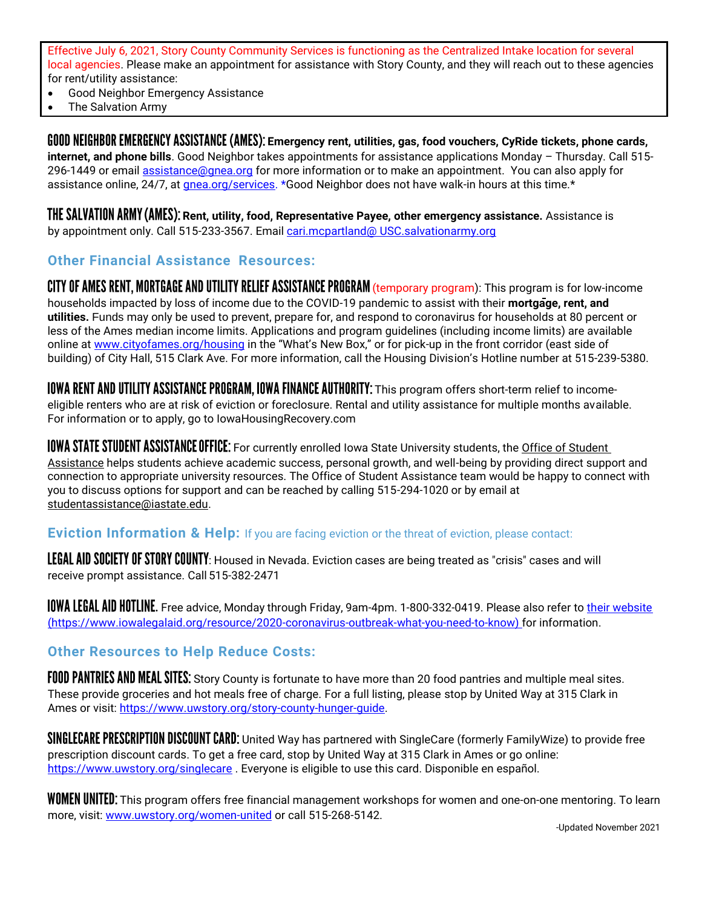Effective July 6, 2021, Story County Community Services is functioning as the Centralized Intake location for several local agencies. Please make an appointment for assistance with Story County, and they will reach out to these agencies for rent/utility assistance:

- Good Neighbor Emergency Assistance
- The Salvation Army

**GOOD NEIGHBOR EMERGENCY ASSISTANCE (AMES): Emergency rent, utilities, gas, food vouchers, CyRide tickets, phone cards, internet, and phone bills**. Good Neighbor takes appointments for assistance applications Monday – Thursday. Call 515-296-1449 or email assistance@gnea.org for more information or to make an appointment. You can also apply for assistance online, 24/7, at gnea.org/services. *Good Neighbor does not have walk-in hours at this time.*

**THE SALVATION ARMY (AMES): Rent, utility, food, Representative Payee, other emergency assistance.** Assistance is by appointment only. Call 515-233-3567. Email cari.mcpartland@ USC.salvationarmy.org

## Other Financial Assistance Resources:

**CITY OF AMES RENT, MORTGAGE AND UTILITY RELIEF ASSISTANCE PROGRAM** (temporary program): This program is for low-income households impacted by loss of income due to the COVID-19 pandemic to assist with their **mortgage, rent, and utilities.** Funds may only be used to prevent, prepare for, and respond to coronavirus for households at 80 percent or less of the Ames median income limits. Applications and program guidelines (including income limits) are available online at www.cityofames.org/housing in the "What's New Box," or for pick-up in the front corridor (east side of building) of City Hall, 515 Clark Ave. For more information, call the Housing Division's Hotline number at 515-239-5380.

**IOWA RENT AND UTILITY ASSISTANCE PROGRAM, IOWA FINANCE AUTHORITY:** This program offers short-term relief to income-eligible renters who are at risk of eviction or foreclosure. Rental and utility assistance for multiple months available. For information or to apply, go to IowaHousingRecovery.com

**IOWA STATE STUDENT ASSISTANCE OFFICE:** For currently enrolled Iowa State University students, the Office of Student Assistance helps students achieve academic success, personal growth, and well-being by providing direct support and connection to appropriate university resources. The Office of Student Assistance team would be happy to connect with you to discuss options for support and can be reached by calling 515-294-1020 or by email at studentassistance@iastate.edu.

## Eviction Information & Help: If you are facing eviction or the threat of eviction, please contact:

**LEGAL AID SOCIETY OF STORY COUNTY**: Housed in Nevada. Eviction cases are being treated as "crisis" cases and will receive prompt assistance. Call 515-382-2471

**IOWA LEGAL AID HOTLINE.** Free advice, Monday through Friday, 9am-4pm. 1-800-332-0419. Please also refer to their website (https://www.iowalegalaid.org/resource/2020-coronavirus-outbreak-what-you-need-to-know) for information.

## Other Resources to Help Reduce Costs:

**FOOD PANTRIES AND MEAL SITES:** Story County is fortunate to have more than 20 food pantries and multiple meal sites. These provide groceries and hot meals free of charge. For a full listing, please stop by United Way at 315 Clark in Ames or visit: https://www.uwstory.org/story-county-hunger-guide.

**SINGLECARE PRESCRIPTION DISCOUNT CARD:** United Way has partnered with SingleCare (formerly FamilyWize) to provide free prescription discount cards. To get a free card, stop by United Way at 315 Clark in Ames or go online: https://www.uwstory.org/singlecare . Everyone is eligible to use this card. Disponible en español.

**WOMEN UNITED:** This program offers free financial management workshops for women and one-on-one mentoring. To learn more, visit: www.uwstory.org/women-united or call 515-268-5142.

-Updated November 2021